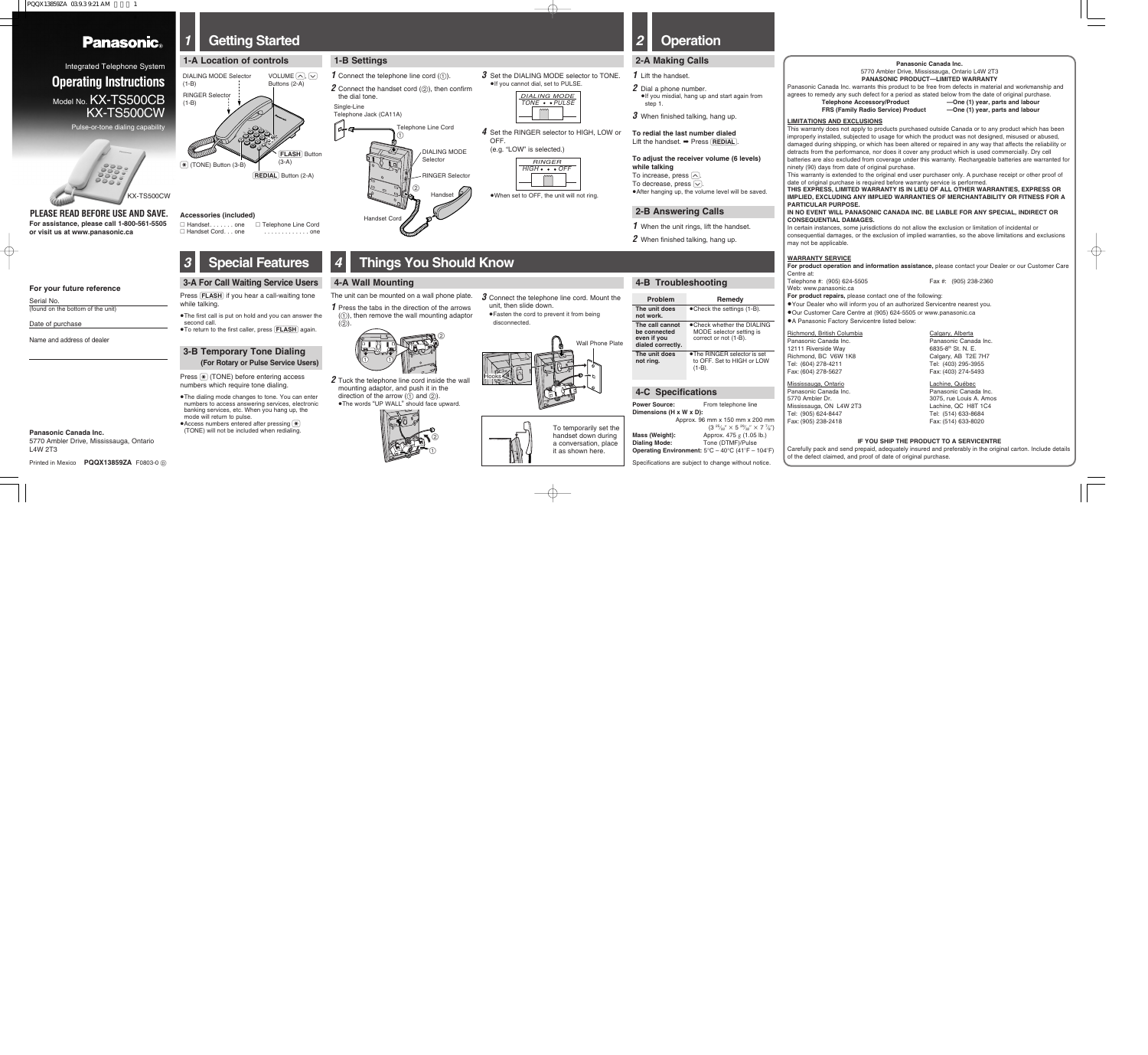# Panasonic

Integrated Telephone System

## Operating Instructions

Model No. KX-TS500CB
KX-TS500CW

Pulse-or-tone dialing capability

KX-TS500CW

**PLEASE READ BEFORE USE AND SAVE.**
**For assistance, please call 1-800-561-5505 or visit us at www.panasonic.ca**

**For your future reference**

Serial No.
(found on the bottom of the unit)

Date of purchase

Name and address of dealer

**Panasonic Canada Inc.**
5770 Ambler Drive, Mississauga, Ontario L4W 2T3

Printed in Mexico PQQX13859ZA F0803-0

# 1 Getting Started

## 1-A Location of controls

DIALING MODE Selector (1-B)
VOLUME (∧), (∨) Buttons (2-A)
RINGER Selector (1-B)
(✱) (TONE) Button (3-B)
FLASH Button (3-A)
REDIAL Button (2-A)

**Accessories (included)**
□ Handset. . . . . . . one
□ Handset Cord. . . one
□ Telephone Line Cord . . . . . . . . . . . . . one

## 1-B Settings

**1** Connect the telephone line cord (①).

**2** Connect the handset cord (②), then confirm the dial tone.

Single-Line Telephone Jack (CA11A)
Telephone Line Cord ①
DIALING MODE Selector
RINGER Selector
Handset ②
Handset Cord

**3** Set the DIALING MODE selector to TONE.
- If you cannot dial, set to PULSE.

DIALING MODE: TONE • • PULSE

**4** Set the RINGER selector to HIGH, LOW or OFF.
(e.g. "LOW" is selected.)

RINGER: HIGH • • • OFF

- When set to OFF, the unit will not ring.

# 2 Operation

## 2-A Making Calls

**1** Lift the handset.

**2** Dial a phone number.
- If you misdial, hang up and start again from step 1.

**3** When finished talking, hang up.

**To redial the last number dialed**
Lift the handset. ➡ Press REDIAL.

**To adjust the receiver volume (6 levels) while talking**
To increase, press (∧).
To decrease, press (∨).
- After hanging up, the volume level will be saved.

## 2-B Answering Calls

**1** When the unit rings, lift the handset.

**2** When finished talking, hang up.

# 3 Special Features

## 3-A For Call Waiting Service Users

Press FLASH if you hear a call-waiting tone while talking.
- The first call is put on hold and you can answer the second call.
- To return to the first caller, press FLASH again.

## 3-B Temporary Tone Dialing (For Rotary or Pulse Service Users)

Press (✱) (TONE) before entering access numbers which require tone dialing.
- The dialing mode changes to tone. You can enter numbers to access answering services, electronic banking services, etc. When you hang up, the mode will return to pulse.
- Access numbers entered after pressing (✱) (TONE) will not be included when redialing.

# 4 Things You Should Know

## 4-A Wall Mounting

The unit can be mounted on a wall phone plate.

**1** Press the tabs in the direction of the arrows (①), then remove the wall mounting adaptor (②).

**2** Tuck the telephone line cord inside the wall mounting adaptor, and push it in the direction of the arrow (① and ②).
- The words "UP WALL" should face upward.

**3** Connect the telephone line cord. Mount the unit, then slide down.
- Fasten the cord to prevent it from being disconnected.

Wall Phone Plate
Hooks

To temporarily set the handset down during a conversation, place it as shown here.

## 4-B Troubleshooting

| Problem | Remedy |
|---|---|
| The unit does not work. | ● Check the settings (1-B). |
| The call cannot be connected even if you dialed correctly. | ● Check whether the DIALING MODE selector setting is correct or not (1-B). |
| The unit does not ring. | ● The RINGER selector is set to OFF. Set to HIGH or LOW (1-B). |

## 4-C Specifications

**Power Source:** From telephone line
**Dimensions (H x W x D):** Approx. 96 mm x 150 mm x 200 mm ($3\ ^{25}/_{32}$" × $5\ ^{29}/_{32}$" × $7\ ^{7}/_{8}$")
**Mass (Weight):** Approx. 475 g (1.05 lb.)
**Dialing Mode:** Tone (DTMF)/Pulse
**Operating Environment:** 5°C – 40°C (41°F – 104°F)

Specifications are subject to change without notice.

**Panasonic Canada Inc.**
5770 Ambler Drive, Mississauga, Ontario L4W 2T3
**PANASONIC PRODUCT—LIMITED WARRANTY**

Panasonic Canada Inc. warrants this product to be free from defects in material and workmanship and agrees to remedy any such defect for a period as stated below from the date of original purchase.

**Telephone Accessory/Product —One (1) year, parts and labour**
**FRS (Family Radio Service) Product —One (1) year, parts and labour**

**LIMITATIONS AND EXCLUSIONS**

This warranty does not apply to products purchased outside Canada or to any product which has been improperly installed, subjected to usage for which the product was not designed, misused or abused, damaged during shipping, or which has been altered or repaired in any way that affects the reliability or detracts from the performance, nor does it cover any product which is used commercially. Dry cell batteries are also excluded from coverage under this warranty. Rechargeable batteries are warranted for ninety (90) days from date of original purchase.

This warranty is extended to the original end user purchaser only. A purchase receipt or other proof of date of original purchase is required before warranty service is performed.

**THIS EXPRESS, LIMITED WARRANTY IS IN LIEU OF ALL OTHER WARRANTIES, EXPRESS OR IMPLIED, EXCLUDING ANY IMPLIED WARRANTIES OF MERCHANTABILITY OR FITNESS FOR A PARTICULAR PURPOSE.**

**IN NO EVENT WILL PANASONIC CANADA INC. BE LIABLE FOR ANY SPECIAL, INDIRECT OR CONSEQUENTIAL DAMAGES.**

In certain instances, some jurisdictions do not allow the exclusion or limitation of incidental or consequential damages, or the exclusion of implied warranties, so the above limitations and exclusions may not be applicable.

**WARRANTY SERVICE**

**For product operation and information assistance,** please contact your Dealer or our Customer Care Centre at:
Telephone #: (905) 624-5505 Fax #: (905) 238-2360
Web: www.panasonic.ca

**For product repairs,** please contact one of the following:
- Your Dealer who will inform you of an authorized Servicentre nearest you.
- Our Customer Care Centre at (905) 624-5505 or www.panasonic.ca
- A Panasonic Factory Servicentre listed below:

Richmond, British Columbia
Panasonic Canada Inc.
12111 Riverside Way
Richmond, BC V6W 1K8
Tel: (604) 278-4211
Fax: (604) 278-5627

Calgary, Alberta
Panasonic Canada Inc.
6835-8th St. N. E.
Calgary, AB T2E 7H7
Tel: (403) 295-3955
Fax: (403) 274-5493

Mississauga, Ontario
Panasonic Canada Inc.
5770 Ambler Dr.
Mississauga, ON L4W 2T3
Tel: (905) 624-8447
Fax: (905) 238-2418

Lachine, Québec
Panasonic Canada Inc.
3075, rue Louis A. Amos
Lachine, QC H8T 1C4
Tel: (514) 633-8684
Fax: (514) 633-8020

**IF YOU SHIP THE PRODUCT TO A SERVICENTRE**

Carefully pack and send prepaid, adequately insured and preferably in the original carton. Include details of the defect claimed, and proof of date of original purchase.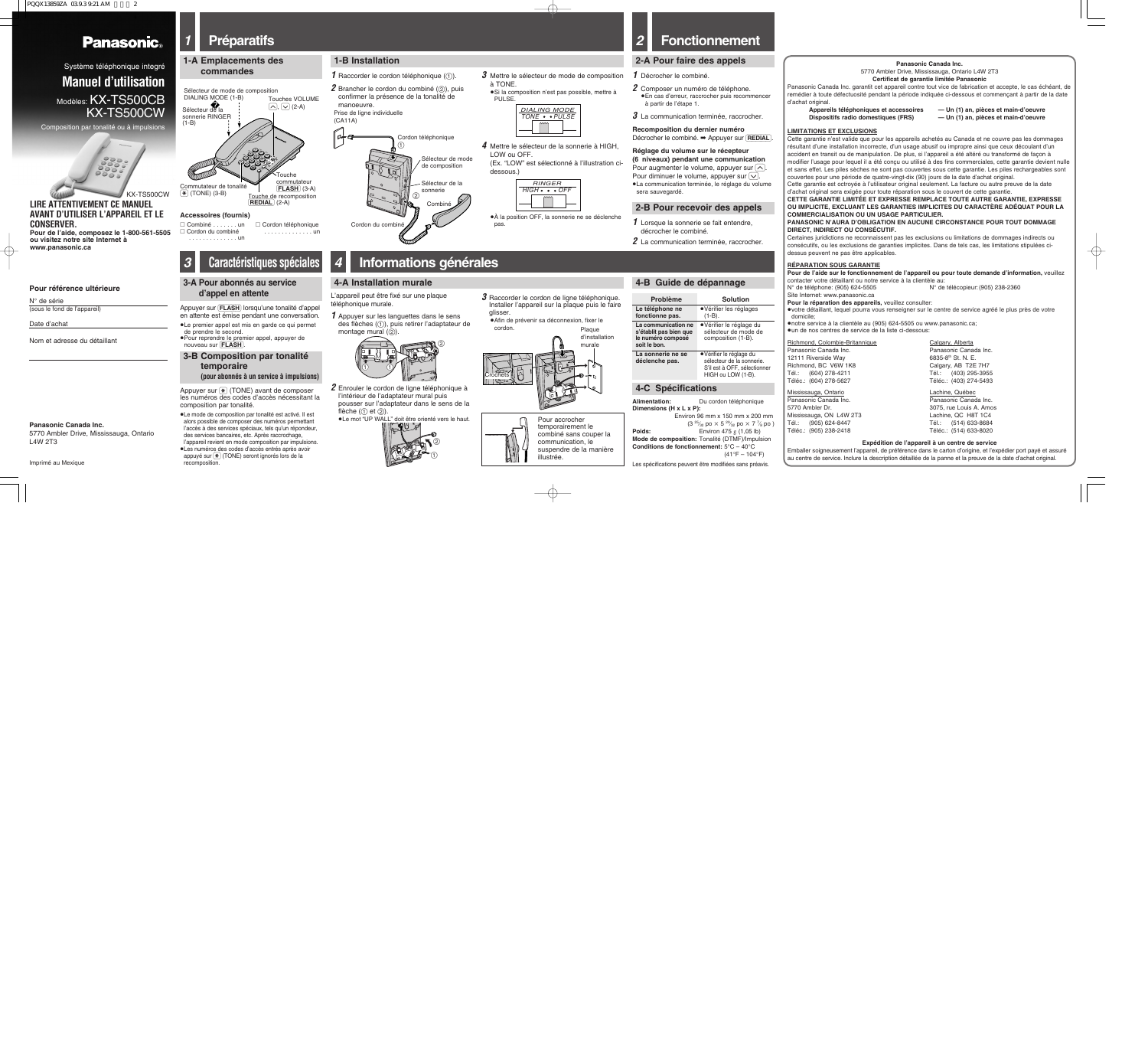# Panasonic

Système téléphonique intégré

# Manuel d'utilisation

Modèles: KX-TS500CB
KX-TS500CW

Composition par tonalité ou à impulsions

KX-TS500CW

**LIRE ATTENTIVEMENT CE MANUEL AVANT D'UTILISER L'APPAREIL ET LE CONSERVER.**

**Pour de l'aide, composez le 1-800-561-5505 ou visitez notre site Internet à www.panasonic.ca**

**Pour référence ultérieure**

N° de série
(sous le fond de l'appareil)

Date d'achat

Nom et adresse du détaillant

**Panasonic Canada Inc.**
5770 Ambler Drive, Mississauga, Ontario L4W 2T3

Imprimé au Mexique

## 1 Préparatifs

### 1-A Emplacements des commandes

Sélecteur de mode de composition DIALING MODE (1-B)
Touches VOLUME (∧), (∨) (2-A)
Sélecteur de la sonnerie RINGER (1-B)
Touche commutateur (FLASH) (3-A)
Commutateur de tonalité (✱) (TONE) (3-B)
Touche de recomposition (REDIAL) (2-A)

**Accessoires (fournis)**

- ☐ Combiné . . . . . . . un
- ☐ Cordon du combiné . . . . . . . . . . . . . un
- ☐ Cordon téléphonique . . . . . . . . . . . . . un

### 1-B Installation

**1** Raccorder le cordon téléphonique (①).

**2** Brancher le cordon du combiné (②), puis confirmer la présence de la tonalité de manoeuvre.

Prise de ligne individuelle (CA11A)
Cordon téléphonique ①
Sélecteur de mode de composition
Sélecteur de la sonnerie
② Combiné
Cordon du combiné

**3** Mettre le sélecteur de mode de composition à TONE.
- ●Si la composition n'est pas possible, mettre à PULSE.

DIALING MODE
TONE • • PULSE

**4** Mettre le sélecteur de la sonnerie à HIGH, LOW ou OFF.
(Ex. "LOW" est sélectionné à l'illustration ci-dessous.)

RINGER
HIGH • • • OFF

- ●À la position OFF, la sonnerie ne se déclenche pas.

## 2 Fonctionnement

### 2-A Pour faire des appels

**1** Décrocher le combiné.

**2** Composer un numéro de téléphone.
- ●En cas d'erreur, raccrocher puis recommencer à partir de l'étape 1.

**3** La communication terminée, raccrocher.

**Recomposition du dernier numéro**
Décrocher le combiné. ➡ Appuyer sur (REDIAL).

**Réglage du volume sur le récepteur (6 niveaux) pendant une communication**
Pour augmenter le volume, appuyer sur (∧).
Pour diminuer le volume, appuyer sur (∨).
- ●La communication terminée, le réglage du volume sera sauvegardé.

### 2-B Pour recevoir des appels

**1** Lorsque la sonnerie se fait entendre, décrocher le combiné.

**2** La communication terminée, raccrocher.

## 3 Caractéristiques spéciales

### 3-A Pour abonnés au service d'appel en attente

Appuyer sur (FLASH) lorsqu'une tonalité d'appel en attente est émise pendant une conversation.
- ●Le premier appel est mis en garde ce qui permet de prendre le second.
- ●Pour reprendre le premier appel, appuyer de nouveau sur (FLASH).

### 3-B Composition par tonalité temporaire
**(pour abonnés à un service à impulsions)**

Appuyer sur (✱) (TONE) avant de composer les numéros des codes d'accès nécessitant la composition par tonalité.
- ●Le mode de composition par tonalité est activé. Il est alors possible de composer des numéros permettant l'accès à des services spéciaux, tels qu'un répondeur, des services bancaires, etc. Après raccrochage, l'appareil revient en mode composition par impulsions.
- ●Les numéros des codes d'accès entrés après avoir appuyé sur (✱) (TONE) seront ignorés lors de la recomposition.

## 4 Informations générales

### 4-A Installation murale

L'appareil peut être fixé sur une plaque téléphonique murale.

**1** Appuyer sur les languettes dans le sens des flèches (①), puis retirer l'adaptateur de montage mural (②).

**2** Enrouler le cordon de ligne téléphonique à l'intérieur de l'adaptateur mural puis pousser sur l'adaptateur dans le sens de la flèche (① et ②).
- ●Le mot "UP WALL" doit être orienté vers le haut.

**3** Raccorder le cordon de ligne téléphonique. Installer l'appareil sur la plaque puis le faire glisser.
- ●Afin de prévenir sa déconnexion, fixer le cordon.

Plaque d'installation murale
Crochets

Pour accrocher temporairement le combiné sans couper la communication, le suspendre de la manière illustrée.

### 4-B Guide de dépannage

| Problème | Solution |
|---|---|
| **Le téléphone ne fonctionne pas.** | ●Vérifier les réglages (1-B). |
| **La communication ne s'établit pas bien que le numéro composé soit le bon.** | ●Vérifier le réglage du sélecteur de mode de composition (1-B). |
| **La sonnerie ne se déclenche pas.** | ●Vérifier le réglage du sélecteur de la sonnerie. S'il est à OFF, sélectionner HIGH ou LOW (1-B). |

### 4-C Spécifications

**Alimentation:** Du cordon téléphonique
**Dimensions (H x L x P):**
Environ 96 mm x 150 mm x 200 mm
($3\frac{25}{32}$ po × $5\frac{29}{32}$ po × $7\frac{7}{8}$ po)
**Poids:** Environ 475 g (1,05 lb)
**Mode de composition:** Tonalité (DTMF)/Impulsion
**Conditions de fonctionnement:** 5°C – 40°C (41°F – 104°F)

Les spécifications peuvent être modifiées sans préavis.

---

**Panasonic Canada Inc.**
5770 Ambler Drive, Mississauga, Ontario L4W 2T3
**Certificat de garantie limitée Panasonic**

Panasonic Canada Inc. garantit cet appareil contre tout vice de fabrication et accepte, le cas échéant, de remédier à toute défectuosité pendant la période indiquée ci-dessous et commençant à partir de la date d'achat original.

**Appareils téléphoniques et accessoires — Un (1) an, pièces et main-d'oeuvre**
**Dispositifs radio domestiques (FRS) — Un (1) an, pièces et main-d'oeuvre**

**LIMITATIONS ET EXCLUSIONS**

Cette garantie n'est valide que pour les appareils achetés au Canada et ne couvre pas les dommages résultant d'une installation incorrecte, d'un usage abusif ou impropre ainsi que ceux découlant d'un accident en transit ou de manipulation. De plus, si l'appareil a été altéré ou transformé de façon à modifier l'usage pour lequel il a été conçu ou utilisé à des fins commerciales, cette garantie devient nulle et sans effet. Les piles sèches ne sont pas couvertes sous cette garantie. Les piles rechargeables sont couvertes pour une période de quatre-vingt-dix (90) jours de la date d'achat original.

Cette garantie est octroyée à l'utilisateur original seulement. La facture ou autre preuve de la date d'achat original sera exigée pour toute réparation sous le couvert de cette garantie.

**CETTE GARANTIE LIMITÉE ET EXPRESSE REMPLACE TOUTE AUTRE GARANTIE, EXPRESSE OU IMPLICITE, EXCLUANT LES GARANTIES IMPLICITES DU CARACTÈRE ADÉQUAT POUR LA COMMERCIALISATION OU UN USAGE PARTICULIER.**

**PANASONIC N'AURA D'OBLIGATION EN AUCUNE CIRCONSTANCE POUR TOUT DOMMAGE DIRECT, INDIRECT OU CONSÉCUTIF.**

Certaines juridictions ne reconnaissent pas les exclusions ou limitations de dommages indirects ou consécutifs, ou les exclusions de garanties implicites. Dans de tels cas, les limitations stipulées ci-dessus peuvent ne pas être applicables.

**RÉPARATION SOUS GARANTIE**

**Pour de l'aide sur le fonctionnement de l'appareil ou pour toute demande d'information,** veuillez contacter votre détaillant ou notre service à la clientèle au:
N° de téléphone: (905) 624-5505 N° de télécopieur: (905) 238-2360
Site Internet: www.panasonic.ca

**Pour la réparation des appareils,** veuillez consulter:
- ●votre détaillant, lequel pourra vous renseigner sur le centre de service agréé le plus près de votre domicile;
- ●notre service à la clientèle au (905) 624-5505 ou www.panasonic.ca;
- ●un de nos centres de service de la liste ci-dessous:

Richmond, Colombie-Britannique
Panasonic Canada Inc.
12111 Riverside Way
Richmond, BC V6W 1K8
Tél.: (604) 278-4211
Téléc.: (604) 278-5627

Calgary, Alberta
Panasonic Canada Inc.
6835-8th St. N. E.
Calgary, AB T2E 7H7
Tél.: (403) 295-3955
Téléc.: (403) 274-5493

Mississauga, Ontario
Panasonic Canada Inc.
5770 Ambler Dr.
Mississauga, ON L4W 2T3
Tél.: (905) 624-8447
Téléc.: (905) 238-2418

Lachine, Québec
Panasonic Canada Inc.
3075, rue Louis A. Amos
Lachine, QC H8T 1C4
Tél.: (514) 633-8684
Téléc.: (514) 633-8020

**Expédition de l'appareil à un centre de service**

Emballer soigneusement l'appareil, de préférence dans le carton d'origine, et l'expédier port payé et assuré au centre de service. Inclure la description détaillée de la panne et la preuve de la date d'achat original.